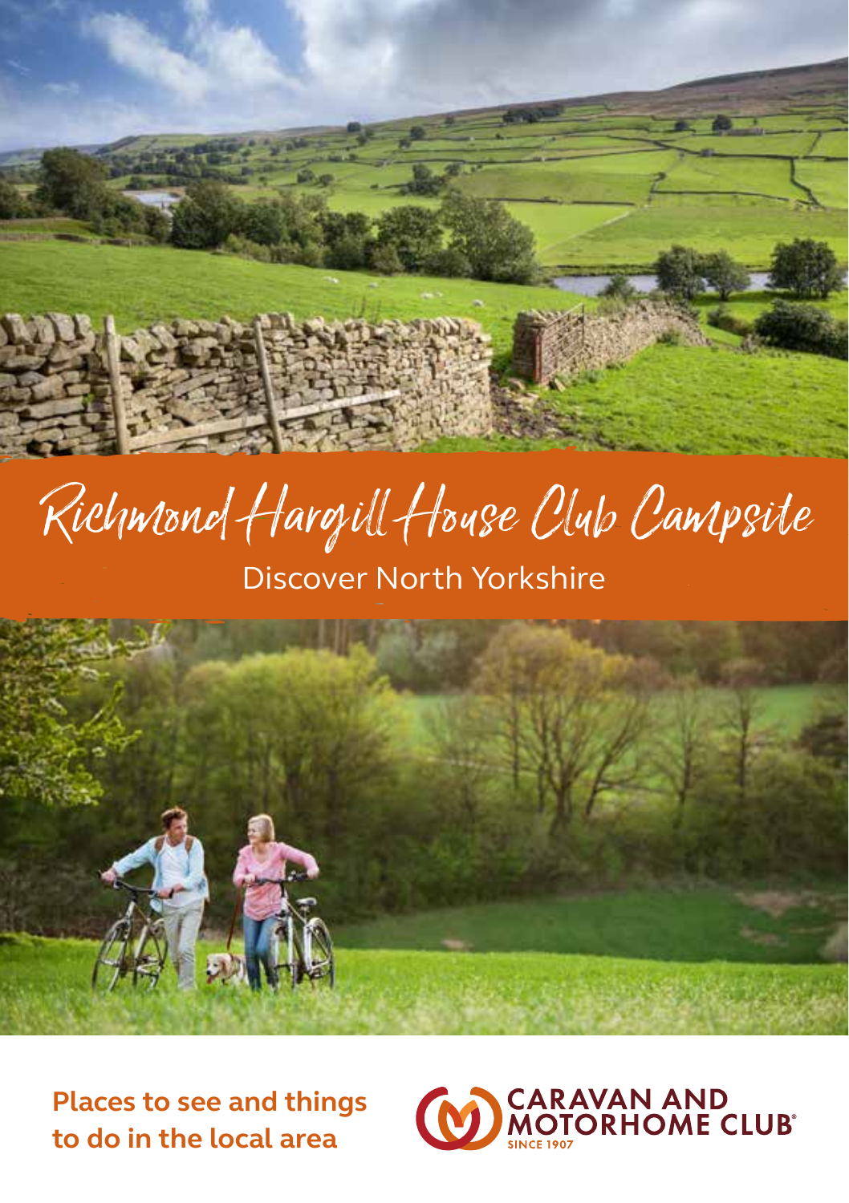# Richmond Hargill House Club Campsite

## Discover North Yorkshire

**Places to see and things to do in the local area**

CARAVAN AND MOTORHOME CLUB
SINCE 1907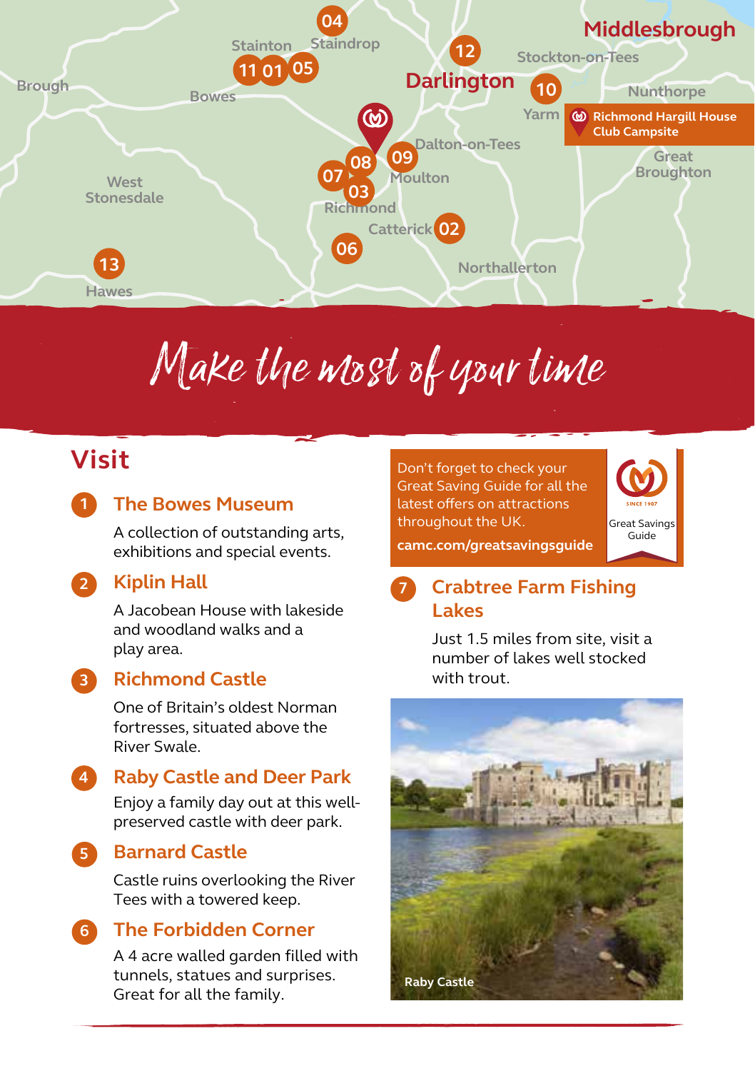# Make the most of your time

## Visit

**1 The Bowes Museum**

A collection of outstanding arts, exhibitions and special events.

**2 Kiplin Hall**

A Jacobean House with lakeside and woodland walks and a play area.

**3 Richmond Castle**

One of Britain's oldest Norman fortresses, situated above the River Swale.

**4 Raby Castle and Deer Park**

Enjoy a family day out at this well-preserved castle with deer park.

**5 Barnard Castle**

Castle ruins overlooking the River Tees with a towered keep.

**6 The Forbidden Corner**

A 4 acre walled garden filled with tunnels, statues and surprises. Great for all the family.

Don't forget to check your Great Saving Guide for all the latest offers on attractions throughout the UK.

**camc.com/greatsavingsguide**

**7 Crabtree Farm Fishing Lakes**

Just 1.5 miles from site, visit a number of lakes well stocked with trout.

Raby Castle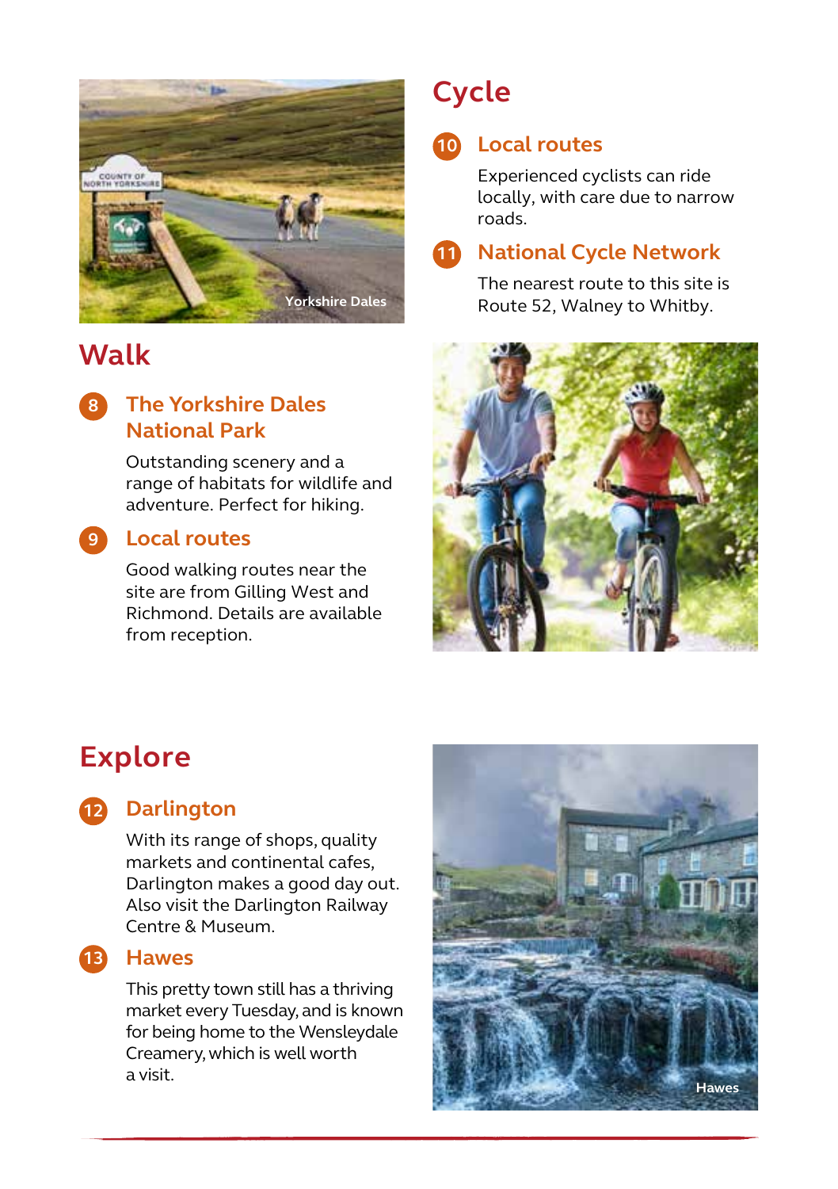Yorkshire Dales

## Walk

### 8 The Yorkshire Dales National Park

Outstanding scenery and a range of habitats for wildlife and adventure. Perfect for hiking.

### 9 Local routes

Good walking routes near the site are from Gilling West and Richmond. Details are available from reception.

## Cycle

### 10 Local routes

Experienced cyclists can ride locally, with care due to narrow roads.

### 11 National Cycle Network

The nearest route to this site is Route 52, Walney to Whitby.

## Explore

### 12 Darlington

With its range of shops, quality markets and continental cafes, Darlington makes a good day out. Also visit the Darlington Railway Centre & Museum.

### 13 Hawes

This pretty town still has a thriving market every Tuesday, and is known for being home to the Wensleydale Creamery, which is well worth a visit.

Hawes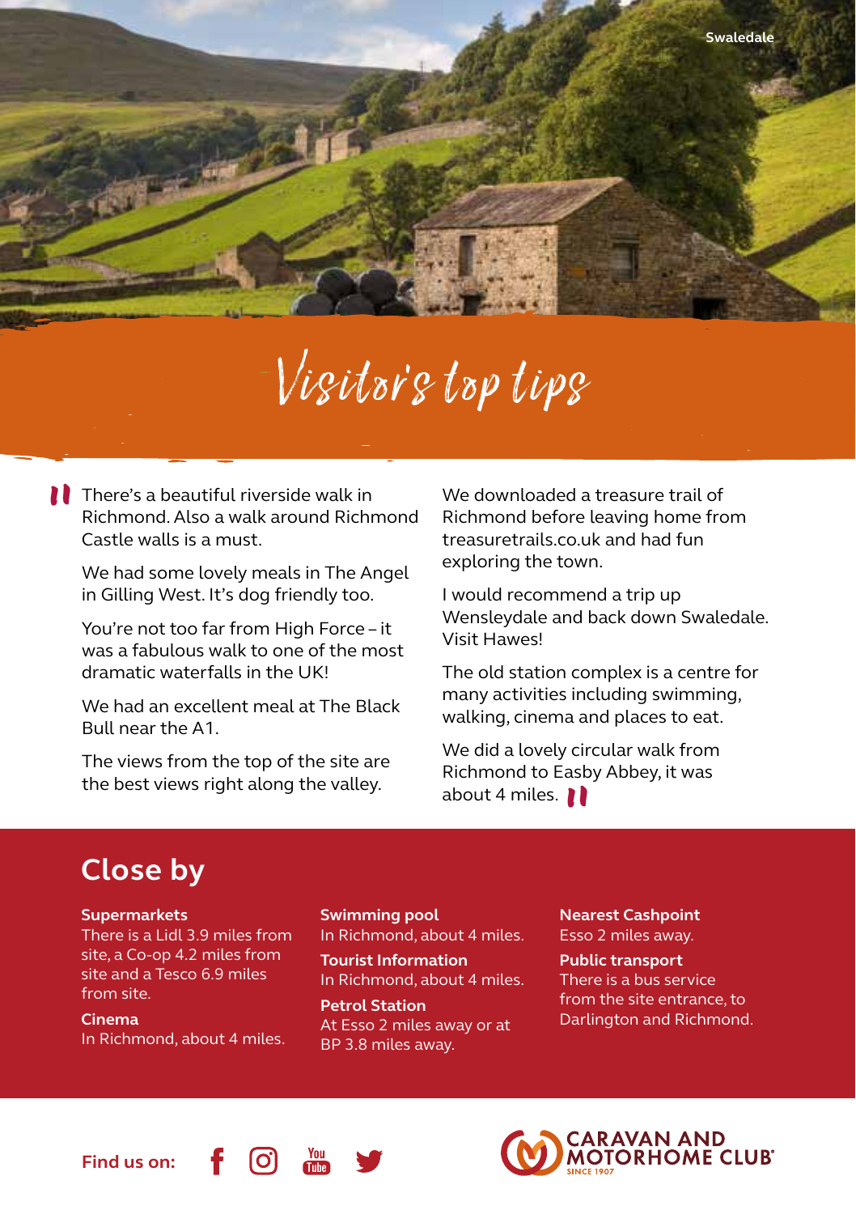Swaledale

# Visitor's top tips

" There's a beautiful riverside walk in Richmond. Also a walk around Richmond Castle walls is a must.

We had some lovely meals in The Angel in Gilling West. It's dog friendly too.

You're not too far from High Force – it was a fabulous walk to one of the most dramatic waterfalls in the UK!

We had an excellent meal at The Black Bull near the A1.

The views from the top of the site are the best views right along the valley.

We downloaded a treasure trail of Richmond before leaving home from treasuretrails.co.uk and had fun exploring the town.

I would recommend a trip up Wensleydale and back down Swaledale. Visit Hawes!

The old station complex is a centre for many activities including swimming, walking, cinema and places to eat.

We did a lovely circular walk from Richmond to Easby Abbey, it was about 4 miles. "

## Close by

**Supermarkets**
There is a Lidl 3.9 miles from site, a Co-op 4.2 miles from site and a Tesco 6.9 miles from site.

**Cinema**
In Richmond, about 4 miles.

**Swimming pool**
In Richmond, about 4 miles.

**Tourist Information**
In Richmond, about 4 miles.

**Petrol Station**
At Esso 2 miles away or at BP 3.8 miles away.

**Nearest Cashpoint**
Esso 2 miles away.

**Public transport**
There is a bus service from the site entrance, to Darlington and Richmond.

**Find us on:**

CARAVAN AND MOTORHOME CLUB
SINCE 1907